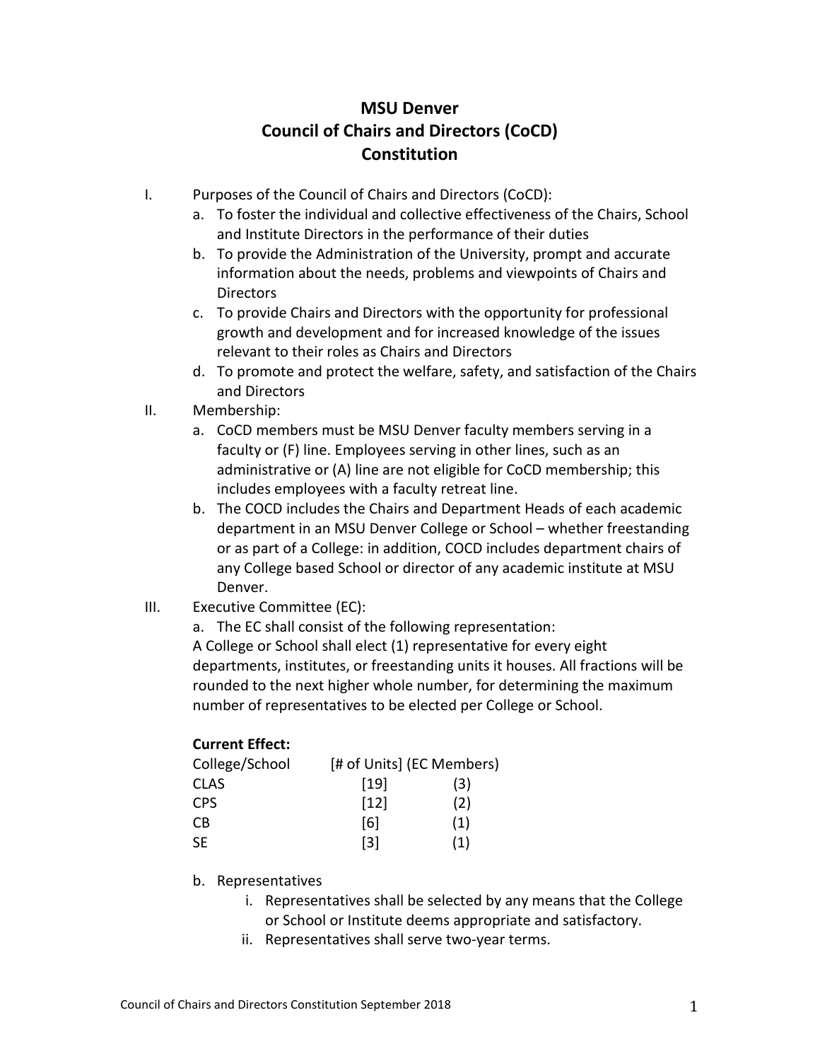# MSU Denver
# Council of Chairs and Directors (CoCD)
# Constitution

I. Purposes of the Council of Chairs and Directors (CoCD):
   a. To foster the individual and collective effectiveness of the Chairs, School and Institute Directors in the performance of their duties
   b. To provide the Administration of the University, prompt and accurate information about the needs, problems and viewpoints of Chairs and Directors
   c. To provide Chairs and Directors with the opportunity for professional growth and development and for increased knowledge of the issues relevant to their roles as Chairs and Directors
   d. To promote and protect the welfare, safety, and satisfaction of the Chairs and Directors

II. Membership:
   a. CoCD members must be MSU Denver faculty members serving in a faculty or (F) line. Employees serving in other lines, such as an administrative or (A) line are not eligible for CoCD membership; this includes employees with a faculty retreat line.
   b. The COCD includes the Chairs and Department Heads of each academic department in an MSU Denver College or School – whether freestanding or as part of a College: in addition, COCD includes department chairs of any College based School or director of any academic institute at MSU Denver.

III. Executive Committee (EC):
   a. The EC shall consist of the following representation:
   A College or School shall elect (1) representative for every eight departments, institutes, or freestanding units it houses. All fractions will be rounded to the next higher whole number, for determining the maximum number of representatives to be elected per College or School.

   **Current Effect:**

   | College/School | [# of Units] | (EC Members) |
   | --- | --- | --- |
   | CLAS | [19] | (3) |
   | CPS | [12] | (2) |
   | CB | [6] | (1) |
   | SE | [3] | (1) |

   b. Representatives
      i. Representatives shall be selected by any means that the College or School or Institute deems appropriate and satisfactory.
      ii. Representatives shall serve two-year terms.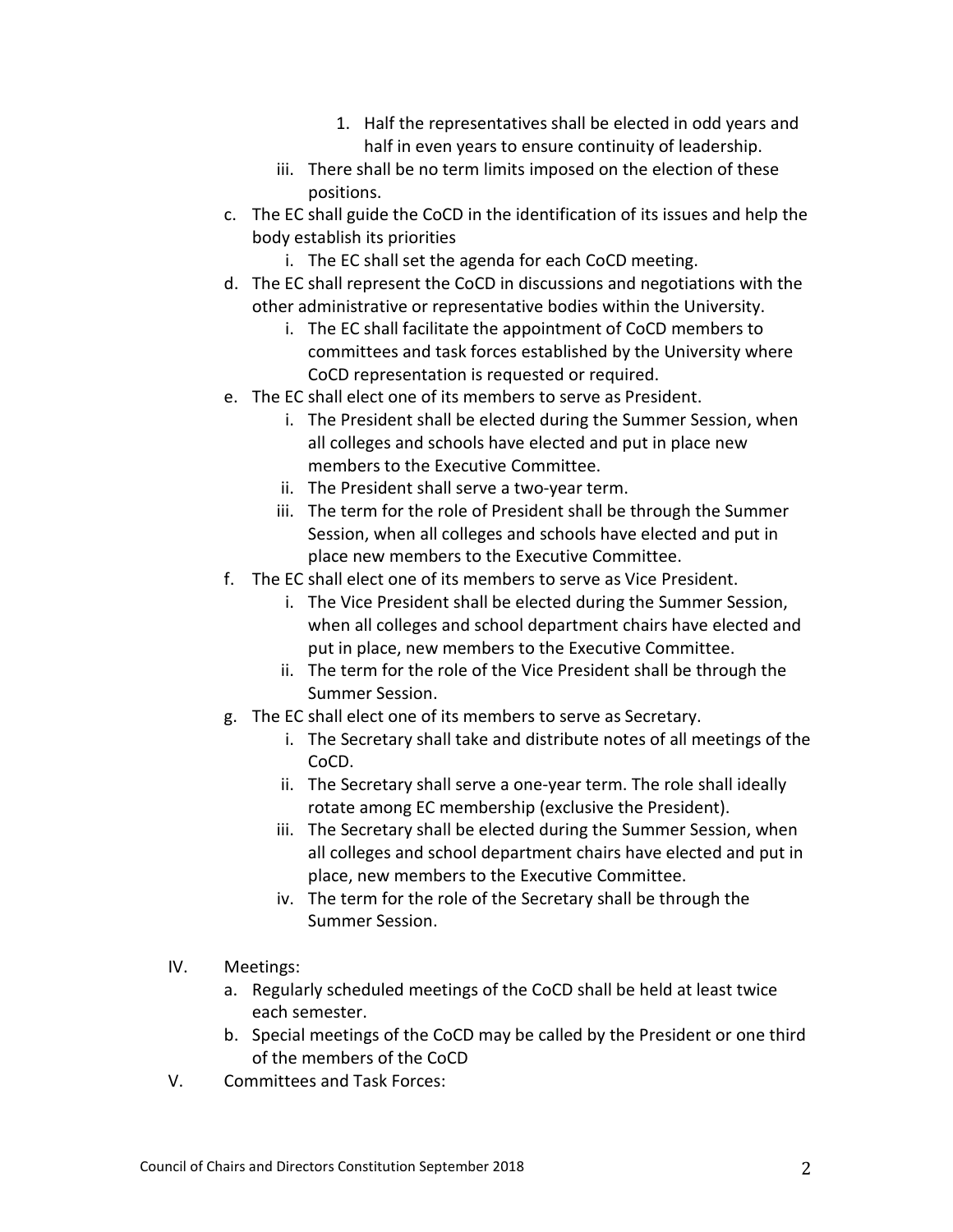1. Half the representatives shall be elected in odd years and half in even years to ensure continuity of leadership.

    iii. There shall be no term limits imposed on the election of these positions.

c. The EC shall guide the CoCD in the identification of its issues and help the body establish its priorities
    i. The EC shall set the agenda for each CoCD meeting.

d. The EC shall represent the CoCD in discussions and negotiations with the other administrative or representative bodies within the University.
    i. The EC shall facilitate the appointment of CoCD members to committees and task forces established by the University where CoCD representation is requested or required.

e. The EC shall elect one of its members to serve as President.
    i. The President shall be elected during the Summer Session, when all colleges and schools have elected and put in place new members to the Executive Committee.
    ii. The President shall serve a two-year term.
    iii. The term for the role of President shall be through the Summer Session, when all colleges and schools have elected and put in place new members to the Executive Committee.

f. The EC shall elect one of its members to serve as Vice President.
    i. The Vice President shall be elected during the Summer Session, when all colleges and school department chairs have elected and put in place, new members to the Executive Committee.
    ii. The term for the role of the Vice President shall be through the Summer Session.

g. The EC shall elect one of its members to serve as Secretary.
    i. The Secretary shall take and distribute notes of all meetings of the CoCD.
    ii. The Secretary shall serve a one-year term. The role shall ideally rotate among EC membership (exclusive the President).
    iii. The Secretary shall be elected during the Summer Session, when all colleges and school department chairs have elected and put in place, new members to the Executive Committee.
    iv. The term for the role of the Secretary shall be through the Summer Session.

IV. Meetings:

a. Regularly scheduled meetings of the CoCD shall be held at least twice each semester.

b. Special meetings of the CoCD may be called by the President or one third of the members of the CoCD

V. Committees and Task Forces: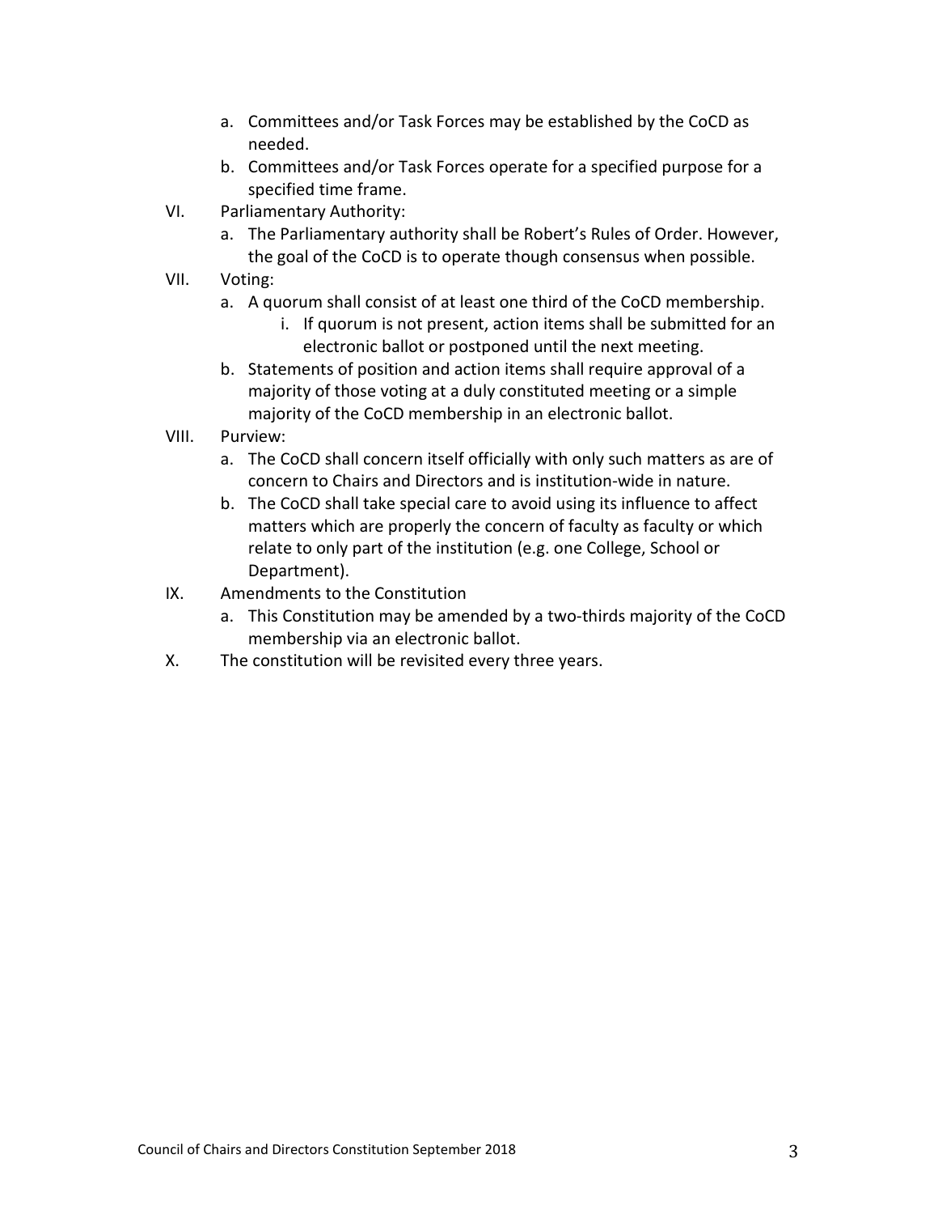a. Committees and/or Task Forces may be established by the CoCD as needed.
b. Committees and/or Task Forces operate for a specified purpose for a specified time frame.

VI. Parliamentary Authority:

a. The Parliamentary authority shall be Robert's Rules of Order. However, the goal of the CoCD is to operate though consensus when possible.

VII. Voting:

a. A quorum shall consist of at least one third of the CoCD membership.
   i. If quorum is not present, action items shall be submitted for an electronic ballot or postponed until the next meeting.
b. Statements of position and action items shall require approval of a majority of those voting at a duly constituted meeting or a simple majority of the CoCD membership in an electronic ballot.

VIII. Purview:

a. The CoCD shall concern itself officially with only such matters as are of concern to Chairs and Directors and is institution-wide in nature.
b. The CoCD shall take special care to avoid using its influence to affect matters which are properly the concern of faculty as faculty or which relate to only part of the institution (e.g. one College, School or Department).

IX. Amendments to the Constitution

a. This Constitution may be amended by a two-thirds majority of the CoCD membership via an electronic ballot.

X. The constitution will be revisited every three years.